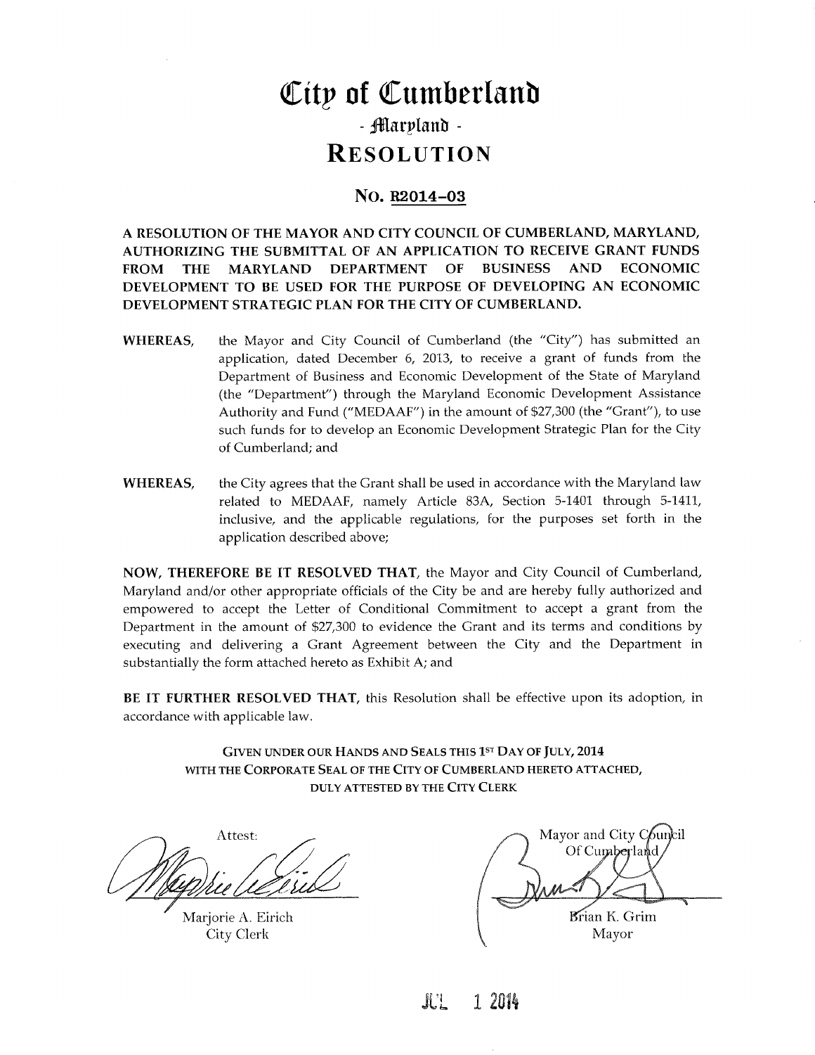# City of Cumberland

## - Maryland -

## RESOLUTION

### NO. R2014-03

**A RESOLUTION OF THE MAYOR AND CITY COUNCIL OF CUMBERLAND, MARYLAND, AUTHORIZING THE SUBMITTAL OF AN APPLICATION TO RECEIVE GRANT FUNDS FROM THE MARYLAND DEPARTMENT OF BUSINESS AND ECONOMIC DEVELOPMENT TO BE USED FOR THE PURPOSE OF DEVELOPING AN ECONOMIC DEVELOPMENT STRATEGIC PLAN FOR THE CITY OF CUMBERLAND.**

**WHEREAS,** the Mayor and City Council of Cumberland (the "City") has submitted an application, dated December 6, 2013, to receive a grant of funds from the Department of Business and Economic Development of the State of Maryland (the "Department") through the Maryland Economic Development Assistance Authority and Fund ("MEDAAF") in the amount of $27,300 (the "Grant"), to use such funds for to develop an Economic Development Strategic Plan for the City of Cumberland; and

**WHEREAS,** the City agrees that the Grant shall be used in accordance with the Maryland law related to MEDAAF, namely Article 83A, Section 5-1401 through 5-1411, inclusive, and the applicable regulations, for the purposes set forth in the application described above;

**NOW, THEREFORE BE IT RESOLVED THAT,** the Mayor and City Council of Cumberland, Maryland and/or other appropriate officials of the City be and are hereby fully authorized and empowered to accept the Letter of Conditional Commitment to accept a grant from the Department in the amount of $27,300 to evidence the Grant and its terms and conditions by executing and delivering a Grant Agreement between the City and the Department in substantially the form attached hereto as Exhibit A; and

**BE IT FURTHER RESOLVED THAT,** this Resolution shall be effective upon its adoption, in accordance with applicable law.

GIVEN UNDER OUR HANDS AND SEALS THIS 1ST DAY OF JULY, 2014
WITH THE CORPORATE SEAL OF THE CITY OF CUMBERLAND HERETO ATTACHED,
DULY ATTESTED BY THE CITY CLERK

Attest:

Marjorie A. Eirich
City Clerk

Mayor and City Council
Of Cumberland

Brian K. Grim
Mayor

JUL 1 2014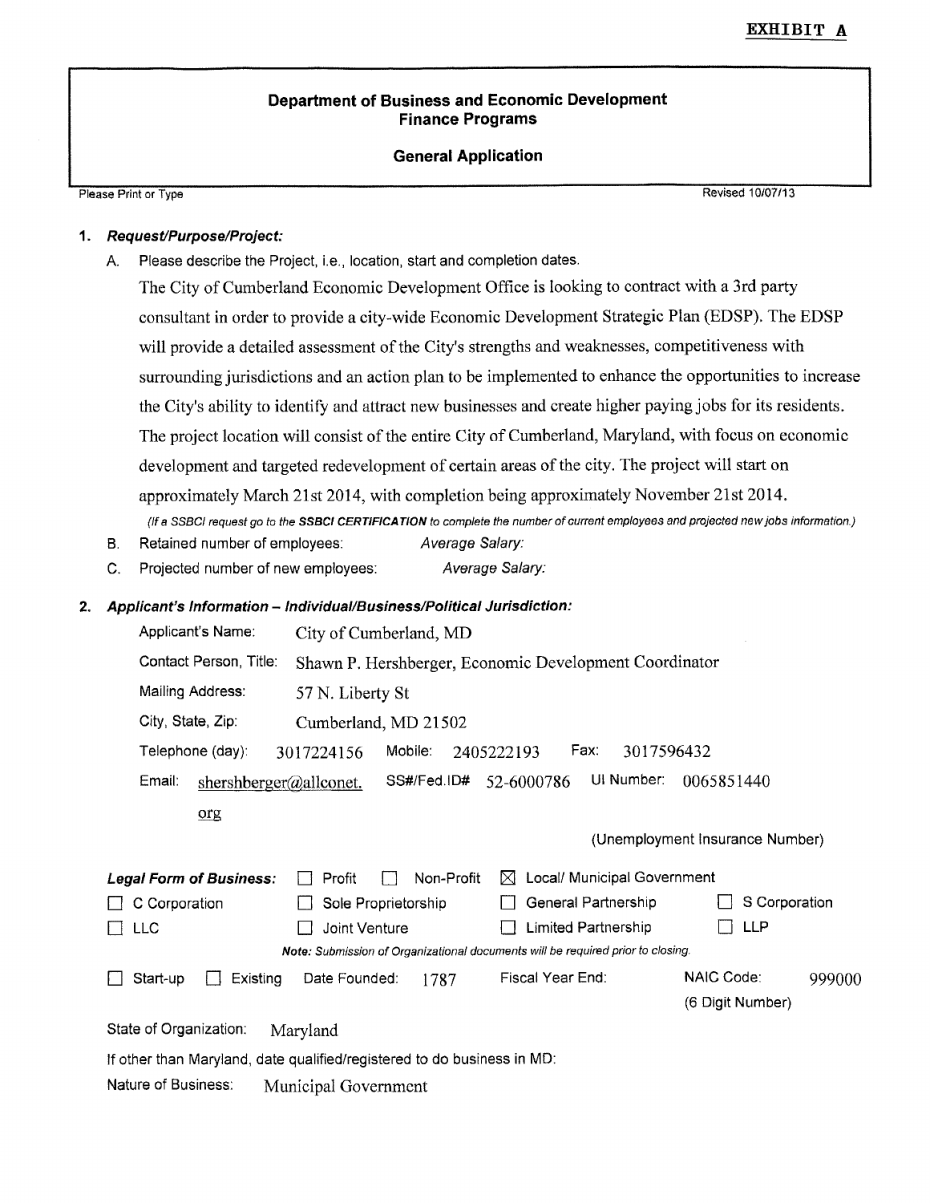**EXHIBIT A**

## Department of Business and Economic Development
## Finance Programs

### General Application

Please Print or Type

Revised 10/07/13

**1. *Request/Purpose/Project:***

A. Please describe the Project, i.e., location, start and completion dates.

The City of Cumberland Economic Development Office is looking to contract with a 3rd party consultant in order to provide a city-wide Economic Development Strategic Plan (EDSP). The EDSP will provide a detailed assessment of the City's strengths and weaknesses, competitiveness with surrounding jurisdictions and an action plan to be implemented to enhance the opportunities to increase the City's ability to identify and attract new businesses and create higher paying jobs for its residents. The project location will consist of the entire City of Cumberland, Maryland, with focus on economic development and targeted redevelopment of certain areas of the city. The project will start on approximately March 21st 2014, with completion being approximately November 21st 2014.

*(If a SSBCI request go to the **SSBCI CERTIFICATION** to complete the number of current employees and projected new jobs information.)*

B. Retained number of employees: *Average Salary:*

C. Projected number of new employees: *Average Salary:*

**2. *Applicant's Information – Individual/Business/Political Jurisdiction:***

Applicant's Name: City of Cumberland, MD

Contact Person, Title: Shawn P. Hershberger, Economic Development Coordinator

Mailing Address: 57 N. Liberty St

City, State, Zip: Cumberland, MD 21502

Telephone (day): 3017224156 Mobile: 2405222193 Fax: 3017596432

Email: shershberger@allconet.org SS#/Fed.ID# 52-6000786 UI Number: 0065851440 (Unemployment Insurance Number)

***Legal Form of Business:*** ☐ Profit ☐ Non-Profit ☒ Local/ Municipal Government

☐ C Corporation ☐ Sole Proprietorship ☐ General Partnership ☐ S Corporation

☐ LLC ☐ Joint Venture ☐ Limited Partnership ☐ LLP

***Note:** Submission of Organizational documents will be required prior to closing.*

☐ Start-up ☐ Existing Date Founded: 1787 Fiscal Year End: NAIC Code: 999000 (6 Digit Number)

State of Organization: Maryland

If other than Maryland, date qualified/registered to do business in MD:

Nature of Business: Municipal Government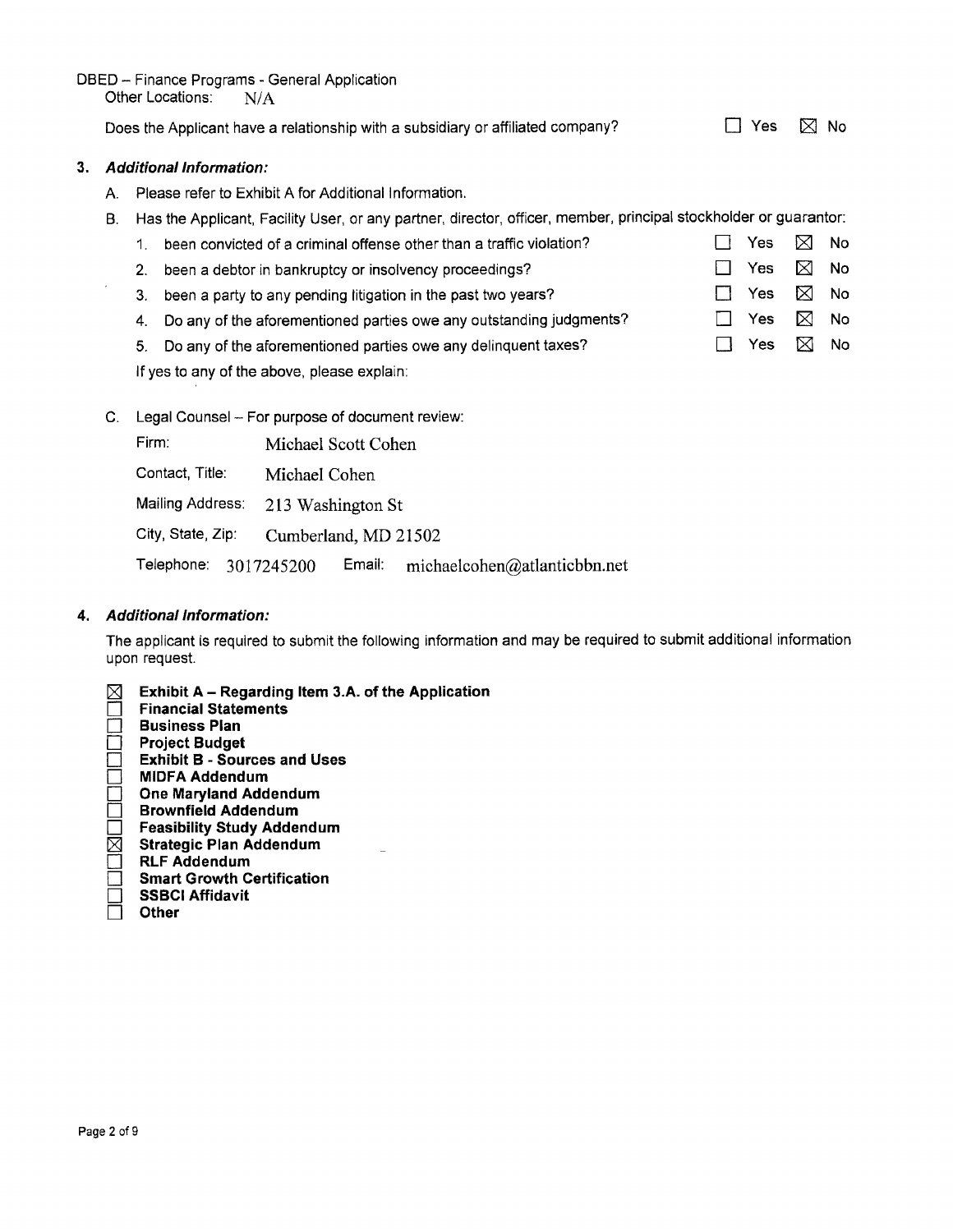DBED – Finance Programs - General Application

Other Locations: N/A

Does the Applicant have a relationship with a subsidiary or affiliated company? ☐ Yes ☒ No

### 3. *Additional Information:*

A. Please refer to Exhibit A for Additional Information.

B. Has the Applicant, Facility User, or any partner, director, officer, member, principal stockholder or guarantor:

1. been convicted of a criminal offense other than a traffic violation? ☐ Yes ☒ No
2. been a debtor in bankruptcy or insolvency proceedings? ☐ Yes ☒ No
3. been a party to any pending litigation in the past two years? ☐ Yes ☒ No
4. Do any of the aforementioned parties owe any outstanding judgments? ☐ Yes ☒ No
5. Do any of the aforementioned parties owe any delinquent taxes? ☐ Yes ☒ No

If yes to any of the above, please explain:

C. Legal Counsel – For purpose of document review:

Firm: Michael Scott Cohen

Contact, Title: Michael Cohen

Mailing Address: 213 Washington St

City, State, Zip: Cumberland, MD 21502

Telephone: 3017245200 Email: michaelcohen@atlanticbbn.net

### 4. *Additional Information:*

The applicant is required to submit the following information and may be required to submit additional information upon request.

- ☒ **Exhibit A – Regarding Item 3.A. of the Application**
- ☐ **Financial Statements**
- ☐ **Business Plan**
- ☐ **Project Budget**
- ☐ **Exhibit B - Sources and Uses**
- ☐ **MIDFA Addendum**
- ☐ **One Maryland Addendum**
- ☐ **Brownfield Addendum**
- ☐ **Feasibility Study Addendum**
- ☒ **Strategic Plan Addendum**
- ☐ **RLF Addendum**
- ☐ **Smart Growth Certification**
- ☐ **SSBCI Affidavit**
- ☐ **Other**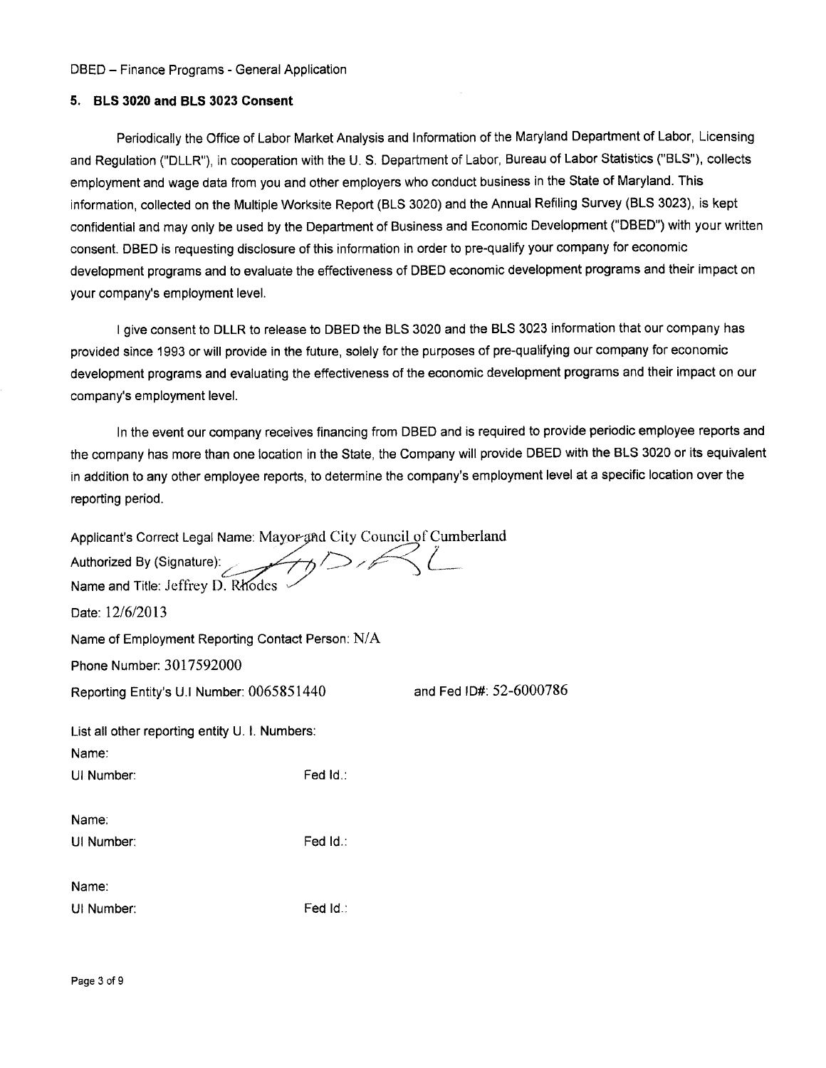DBED – Finance Programs - General Application

## 5. BLS 3020 and BLS 3023 Consent

Periodically the Office of Labor Market Analysis and Information of the Maryland Department of Labor, Licensing and Regulation ("DLLR"), in cooperation with the U. S. Department of Labor, Bureau of Labor Statistics ("BLS"), collects employment and wage data from you and other employers who conduct business in the State of Maryland. This information, collected on the Multiple Worksite Report (BLS 3020) and the Annual Refiling Survey (BLS 3023), is kept confidential and may only be used by the Department of Business and Economic Development ("DBED") with your written consent. DBED is requesting disclosure of this information in order to pre-qualify your company for economic development programs and to evaluate the effectiveness of DBED economic development programs and their impact on your company's employment level.

I give consent to DLLR to release to DBED the BLS 3020 and the BLS 3023 information that our company has provided since 1993 or will provide in the future, solely for the purposes of pre-qualifying our company for economic development programs and evaluating the effectiveness of the economic development programs and their impact on our company's employment level.

In the event our company receives financing from DBED and is required to provide periodic employee reports and the company has more than one location in the State, the Company will provide DBED with the BLS 3020 or its equivalent in addition to any other employee reports, to determine the company's employment level at a specific location over the reporting period.

Applicant's Correct Legal Name: Mayor and City Council of Cumberland

Authorized By (Signature):

Name and Title: Jeffrey D. Rhodes

Date: 12/6/2013

Name of Employment Reporting Contact Person: N/A

Phone Number: 3017592000

Reporting Entity's U.I Number: 0065851440 and Fed ID#: 52-6000786

List all other reporting entity U. I. Numbers:

Name:

UI Number: Fed Id.:

Name:

UI Number: Fed Id.:

Name:

UI Number: Fed Id.: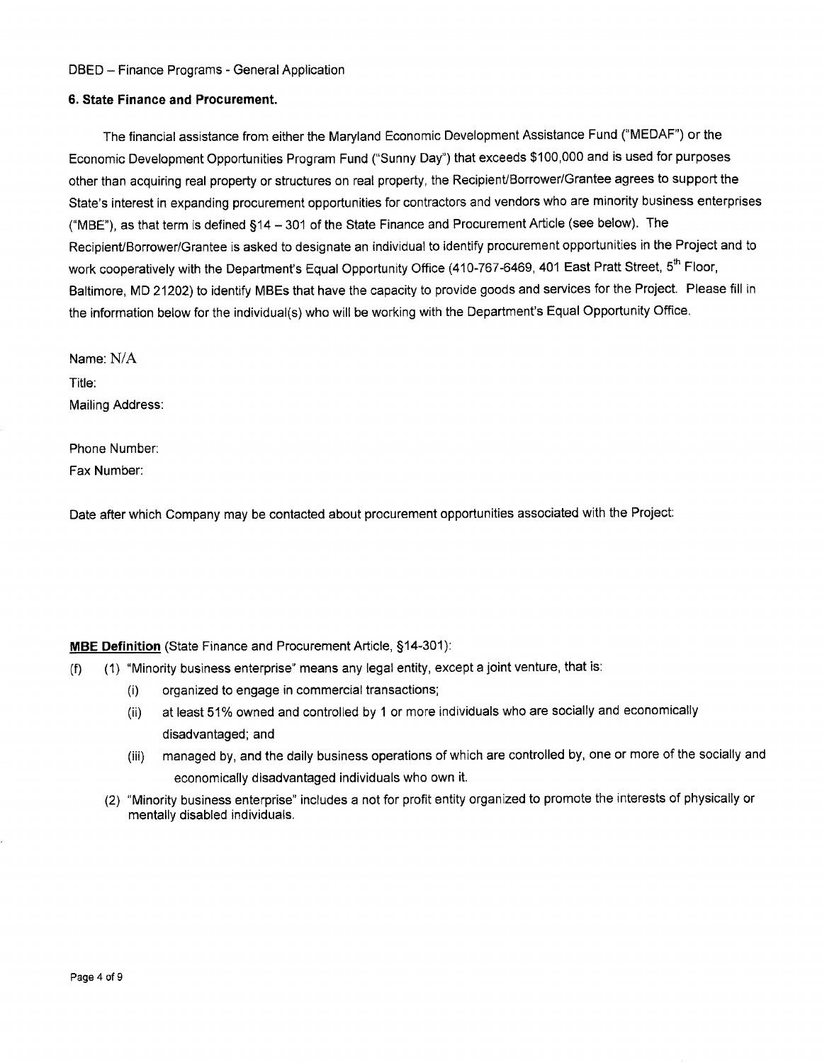DBED – Finance Programs - General Application

**6. State Finance and Procurement.**

The financial assistance from either the Maryland Economic Development Assistance Fund ("MEDAF") or the Economic Development Opportunities Program Fund ("Sunny Day") that exceeds $100,000 and is used for purposes other than acquiring real property or structures on real property, the Recipient/Borrower/Grantee agrees to support the State's interest in expanding procurement opportunities for contractors and vendors who are minority business enterprises ("MBE"), as that term is defined §14 – 301 of the State Finance and Procurement Article (see below). The Recipient/Borrower/Grantee is asked to designate an individual to identify procurement opportunities in the Project and to work cooperatively with the Department's Equal Opportunity Office (410-767-6469, 401 East Pratt Street, 5th Floor, Baltimore, MD 21202) to identify MBEs that have the capacity to provide goods and services for the Project. Please fill in the information below for the individual(s) who will be working with the Department's Equal Opportunity Office.

Name: N/A

Title:

Mailing Address:

Phone Number:

Fax Number:

Date after which Company may be contacted about procurement opportunities associated with the Project:

**MBE Definition** (State Finance and Procurement Article, §14-301):

(f) (1) "Minority business enterprise" means any legal entity, except a joint venture, that is:

- (i) organized to engage in commercial transactions;
- (ii) at least 51% owned and controlled by 1 or more individuals who are socially and economically disadvantaged; and
- (iii) managed by, and the daily business operations of which are controlled by, one or more of the socially and economically disadvantaged individuals who own it.

(2) "Minority business enterprise" includes a not for profit entity organized to promote the interests of physically or mentally disabled individuals.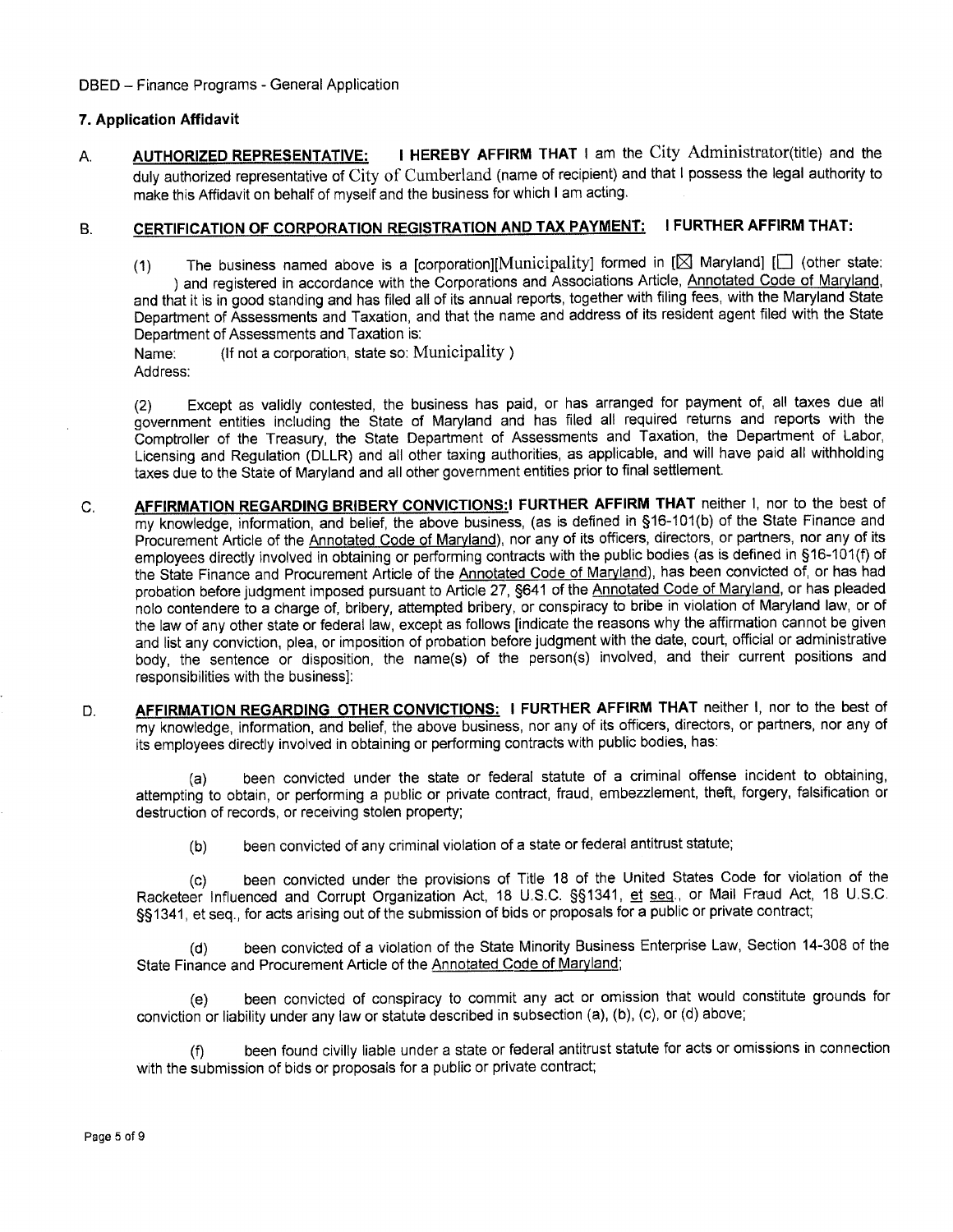DBED – Finance Programs - General Application

### 7. Application Affidavit

A. **AUTHORIZED REPRESENTATIVE:** **I HEREBY AFFIRM THAT** I am the City Administrator(title) and the duly authorized representative of City of Cumberland (name of recipient) and that I possess the legal authority to make this Affidavit on behalf of myself and the business for which I am acting.

B. **CERTIFICATION OF CORPORATION REGISTRATION AND TAX PAYMENT: I FURTHER AFFIRM THAT:**

(1) The business named above is a [corporation][Municipality] formed in [☒ Maryland] [☐ (other state: ) and registered in accordance with the Corporations and Associations Article, Annotated Code of Maryland, and that it is in good standing and has filed all of its annual reports, together with filing fees, with the Maryland State Department of Assessments and Taxation, and that the name and address of its resident agent filed with the State Department of Assessments and Taxation is:

Name: (If not a corporation, state so: Municipality )
Address:

(2) Except as validly contested, the business has paid, or has arranged for payment of, all taxes due all government entities including the State of Maryland and has filed all required returns and reports with the Comptroller of the Treasury, the State Department of Assessments and Taxation, the Department of Labor, Licensing and Regulation (DLLR) and all other taxing authorities, as applicable, and will have paid all withholding taxes due to the State of Maryland and all other government entities prior to final settlement.

C. **AFFIRMATION REGARDING BRIBERY CONVICTIONS:I FURTHER AFFIRM THAT** neither I, nor to the best of my knowledge, information, and belief, the above business, (as is defined in §16-101(b) of the State Finance and Procurement Article of the Annotated Code of Maryland), nor any of its officers, directors, or partners, nor any of its employees directly involved in obtaining or performing contracts with the public bodies (as is defined in §16-101(f) of the State Finance and Procurement Article of the Annotated Code of Maryland), has been convicted of, or has had probation before judgment imposed pursuant to Article 27, §641 of the Annotated Code of Maryland, or has pleaded nolo contendere to a charge of, bribery, attempted bribery, or conspiracy to bribe in violation of Maryland law, or of the law of any other state or federal law, except as follows [indicate the reasons why the affirmation cannot be given and list any conviction, plea, or imposition of probation before judgment with the date, court, official or administrative body, the sentence or disposition, the name(s) of the person(s) involved, and their current positions and responsibilities with the business]:

D. **AFFIRMATION REGARDING OTHER CONVICTIONS: I FURTHER AFFIRM THAT** neither I, nor to the best of my knowledge, information, and belief, the above business, nor any of its officers, directors, or partners, nor any of its employees directly involved in obtaining or performing contracts with public bodies, has:

(a) been convicted under the state or federal statute of a criminal offense incident to obtaining, attempting to obtain, or performing a public or private contract, fraud, embezzlement, theft, forgery, falsification or destruction of records, or receiving stolen property;

(b) been convicted of any criminal violation of a state or federal antitrust statute;

(c) been convicted under the provisions of Title 18 of the United States Code for violation of the Racketeer Influenced and Corrupt Organization Act, 18 U.S.C. §§1341, et seq., or Mail Fraud Act, 18 U.S.C. §§1341, et seq., for acts arising out of the submission of bids or proposals for a public or private contract;

(d) been convicted of a violation of the State Minority Business Enterprise Law, Section 14-308 of the State Finance and Procurement Article of the Annotated Code of Maryland;

(e) been convicted of conspiracy to commit any act or omission that would constitute grounds for conviction or liability under any law or statute described in subsection (a), (b), (c), or (d) above;

(f) been found civilly liable under a state or federal antitrust statute for acts or omissions in connection with the submission of bids or proposals for a public or private contract;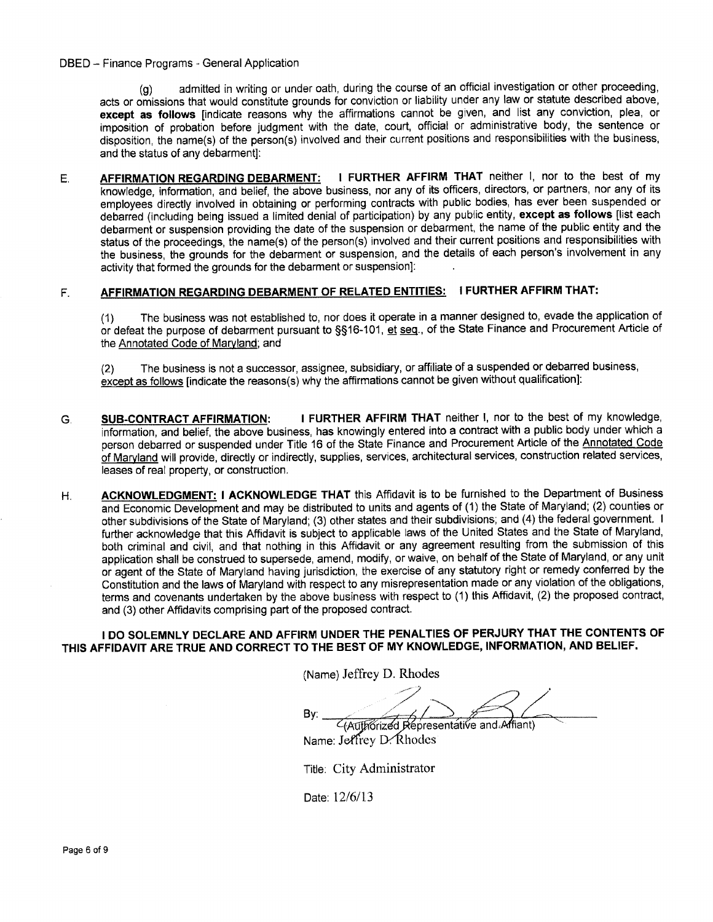(g) admitted in writing or under oath, during the course of an official investigation or other proceeding, acts or omissions that would constitute grounds for conviction or liability under any law or statute described above, **except as follows** [indicate reasons why the affirmations cannot be given, and list any conviction, plea, or imposition of probation before judgment with the date, court, official or administrative body, the sentence or disposition, the name(s) of the person(s) involved and their current positions and responsibilities with the business, and the status of any debarment]:

E. **AFFIRMATION REGARDING DEBARMENT: I FURTHER AFFIRM THAT** neither I, nor to the best of my knowledge, information, and belief, the above business, nor any of its officers, directors, or partners, nor any of its employees directly involved in obtaining or performing contracts with public bodies, has ever been suspended or debarred (including being issued a limited denial of participation) by any public entity, **except as follows** [list each debarment or suspension providing the date of the suspension or debarment, the name of the public entity and the status of the proceedings, the name(s) of the person(s) involved and their current positions and responsibilities with the business, the grounds for the debarment or suspension, and the details of each person's involvement in any activity that formed the grounds for the debarment or suspension]:

F. **AFFIRMATION REGARDING DEBARMENT OF RELATED ENTITIES: I FURTHER AFFIRM THAT:**

(1) The business was not established to, nor does it operate in a manner designed to, evade the application of or defeat the purpose of debarment pursuant to §§16-101, et seq., of the State Finance and Procurement Article of the Annotated Code of Maryland; and

(2) The business is not a successor, assignee, subsidiary, or affiliate of a suspended or debarred business, except as follows [indicate the reasons(s) why the affirmations cannot be given without qualification]:

G. **SUB-CONTRACT AFFIRMATION: I FURTHER AFFIRM THAT** neither I, nor to the best of my knowledge, information, and belief, the above business, has knowingly entered into a contract with a public body under which a person debarred or suspended under Title 16 of the State Finance and Procurement Article of the Annotated Code of Maryland will provide, directly or indirectly, supplies, services, architectural services, construction related services, leases of real property, or construction.

H. **ACKNOWLEDGMENT: I ACKNOWLEDGE THAT** this Affidavit is to be furnished to the Department of Business and Economic Development and may be distributed to units and agents of (1) the State of Maryland; (2) counties or other subdivisions of the State of Maryland; (3) other states and their subdivisions; and (4) the federal government. I further acknowledge that this Affidavit is subject to applicable laws of the United States and the State of Maryland, both criminal and civil, and that nothing in this Affidavit or any agreement resulting from the submission of this application shall be construed to supersede, amend, modify, or waive, on behalf of the State of Maryland, or any unit or agent of the State of Maryland having jurisdiction, the exercise of any statutory right or remedy conferred by the Constitution and the laws of Maryland with respect to any misrepresentation made or any violation of the obligations, terms and covenants undertaken by the above business with respect to (1) this Affidavit, (2) the proposed contract, and (3) other Affidavits comprising part of the proposed contract.

**I DO SOLEMNLY DECLARE AND AFFIRM UNDER THE PENALTIES OF PERJURY THAT THE CONTENTS OF THIS AFFIDAVIT ARE TRUE AND CORRECT TO THE BEST OF MY KNOWLEDGE, INFORMATION, AND BELIEF.**

(Name) Jeffrey D. Rhodes

By: ______________________
(Authorized Representative and Affiant)

Name: Jeffrey D. Rhodes

Title: City Administrator

Date: 12/6/13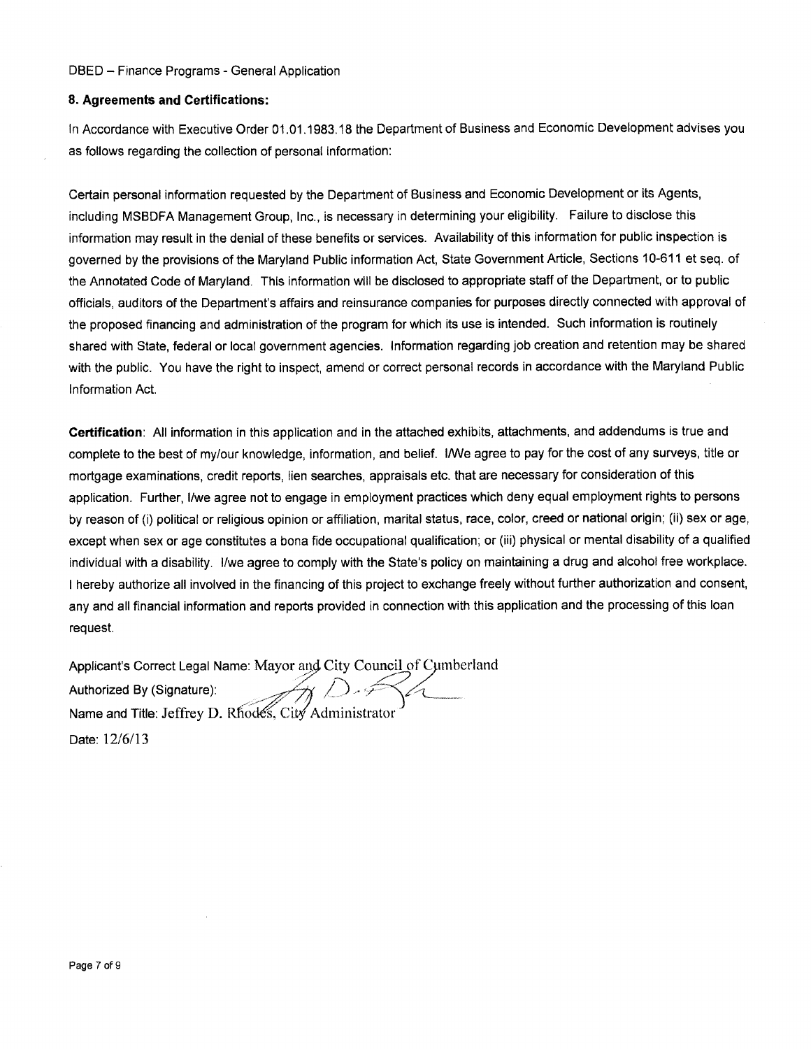DBED – Finance Programs - General Application

## 8. Agreements and Certifications:

In Accordance with Executive Order 01.01.1983.18 the Department of Business and Economic Development advises you as follows regarding the collection of personal information:

Certain personal information requested by the Department of Business and Economic Development or its Agents, including MSBDFA Management Group, Inc., is necessary in determining your eligibility. Failure to disclose this information may result in the denial of these benefits or services. Availability of this information for public inspection is governed by the provisions of the Maryland Public information Act, State Government Article, Sections 10-611 et seq. of the Annotated Code of Maryland. This information will be disclosed to appropriate staff of the Department, or to public officials, auditors of the Department's affairs and reinsurance companies for purposes directly connected with approval of the proposed financing and administration of the program for which its use is intended. Such information is routinely shared with State, federal or local government agencies. Information regarding job creation and retention may be shared with the public. You have the right to inspect, amend or correct personal records in accordance with the Maryland Public Information Act.

**Certification**: All information in this application and in the attached exhibits, attachments, and addendums is true and complete to the best of my/our knowledge, information, and belief. I/We agree to pay for the cost of any surveys, title or mortgage examinations, credit reports, lien searches, appraisals etc. that are necessary for consideration of this application. Further, I/we agree not to engage in employment practices which deny equal employment rights to persons by reason of (i) political or religious opinion or affiliation, marital status, race, color, creed or national origin; (ii) sex or age, except when sex or age constitutes a bona fide occupational qualification; or (iii) physical or mental disability of a qualified individual with a disability. I/we agree to comply with the State's policy on maintaining a drug and alcohol free workplace. I hereby authorize all involved in the financing of this project to exchange freely without further authorization and consent, any and all financial information and reports provided in connection with this application and the processing of this loan request.

Applicant's Correct Legal Name: Mayor and City Council of Cumberland

Authorized By (Signature):

Name and Title: Jeffrey D. Rhodes, City Administrator

Date: 12/6/13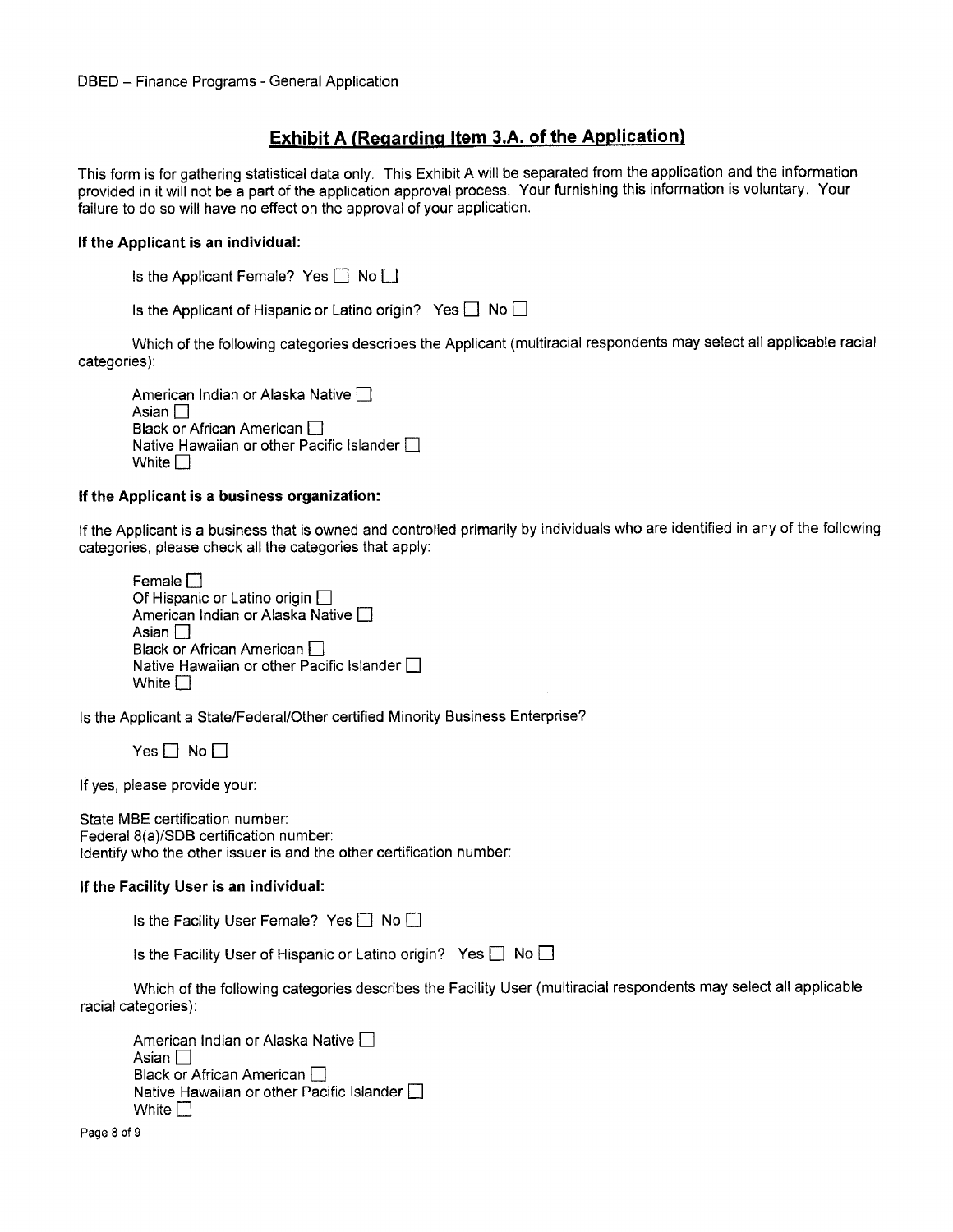## Exhibit A (Regarding Item 3.A. of the Application)

This form is for gathering statistical data only. This Exhibit A will be separated from the application and the information provided in it will not be a part of the application approval process. Your furnishing this information is voluntary. Your failure to do so will have no effect on the approval of your application.

**If the Applicant is an individual:**

Is the Applicant Female? Yes ☐ No ☐

Is the Applicant of Hispanic or Latino origin? Yes ☐ No ☐

Which of the following categories describes the Applicant (multiracial respondents may select all applicable racial categories):

American Indian or Alaska Native ☐
Asian ☐
Black or African American ☐
Native Hawaiian or other Pacific Islander ☐
White ☐

**If the Applicant is a business organization:**

If the Applicant is a business that is owned and controlled primarily by individuals who are identified in any of the following categories, please check all the categories that apply:

Female ☐
Of Hispanic or Latino origin ☐
American Indian or Alaska Native ☐
Asian ☐
Black or African American ☐
Native Hawaiian or other Pacific Islander ☐
White ☐

Is the Applicant a State/Federal/Other certified Minority Business Enterprise?

Yes ☐ No ☐

If yes, please provide your:

State MBE certification number:
Federal 8(a)/SDB certification number:
Identify who the other issuer is and the other certification number:

**If the Facility User is an individual:**

Is the Facility User Female? Yes ☐ No ☐

Is the Facility User of Hispanic or Latino origin? Yes ☐ No ☐

Which of the following categories describes the Facility User (multiracial respondents may select all applicable racial categories):

American Indian or Alaska Native ☐
Asian ☐
Black or African American ☐
Native Hawaiian or other Pacific Islander ☐
White ☐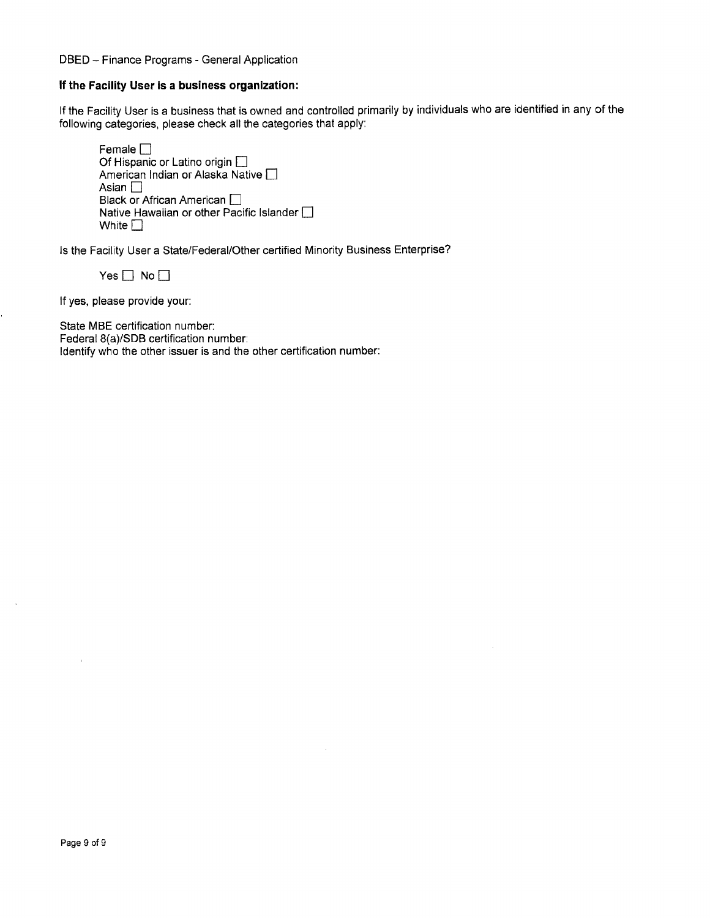**If the Facility User is a business organization:**

If the Facility User is a business that is owned and controlled primarily by individuals who are identified in any of the following categories, please check all the categories that apply:

Female ☐
Of Hispanic or Latino origin ☐
American Indian or Alaska Native ☐
Asian ☐
Black or African American ☐
Native Hawaiian or other Pacific Islander ☐
White ☐

Is the Facility User a State/Federal/Other certified Minority Business Enterprise?

Yes ☐ No ☐

If yes, please provide your:

State MBE certification number:
Federal 8(a)/SDB certification number:
Identify who the other issuer is and the other certification number: